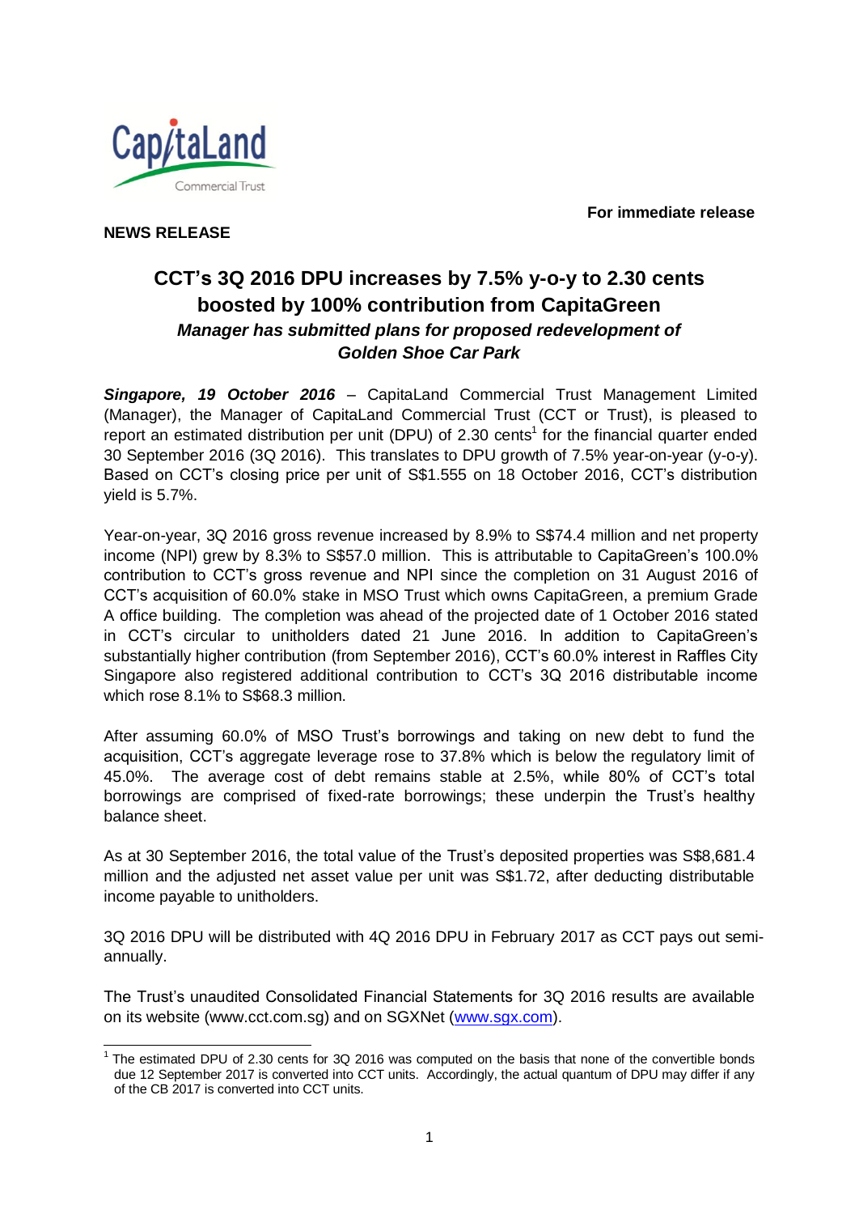CapitaLand Commercial Trust

**For immediate release**

**NEWS RELEASE**

# CCT's 3Q 2016 DPU increases by 7.5% y-o-y to 2.30 cents boosted by 100% contribution from CapitaGreen

***Manager has submitted plans for proposed redevelopment of Golden Shoe Car Park***

***Singapore, 19 October 2016*** – CapitaLand Commercial Trust Management Limited (Manager), the Manager of CapitaLand Commercial Trust (CCT or Trust), is pleased to report an estimated distribution per unit (DPU) of 2.30 cents[1] for the financial quarter ended 30 September 2016 (3Q 2016). This translates to DPU growth of 7.5% year-on-year (y-o-y). Based on CCT's closing price per unit of S$1.555 on 18 October 2016, CCT's distribution yield is 5.7%.

Year-on-year, 3Q 2016 gross revenue increased by 8.9% to S$74.4 million and net property income (NPI) grew by 8.3% to S$57.0 million. This is attributable to CapitaGreen's 100.0% contribution to CCT's gross revenue and NPI since the completion on 31 August 2016 of CCT's acquisition of 60.0% stake in MSO Trust which owns CapitaGreen, a premium Grade A office building. The completion was ahead of the projected date of 1 October 2016 stated in CCT's circular to unitholders dated 21 June 2016. In addition to CapitaGreen's substantially higher contribution (from September 2016), CCT's 60.0% interest in Raffles City Singapore also registered additional contribution to CCT's 3Q 2016 distributable income which rose 8.1% to S$68.3 million.

After assuming 60.0% of MSO Trust's borrowings and taking on new debt to fund the acquisition, CCT's aggregate leverage rose to 37.8% which is below the regulatory limit of 45.0%. The average cost of debt remains stable at 2.5%, while 80% of CCT's total borrowings are comprised of fixed-rate borrowings; these underpin the Trust's healthy balance sheet.

As at 30 September 2016, the total value of the Trust's deposited properties was S$8,681.4 million and the adjusted net asset value per unit was S$1.72, after deducting distributable income payable to unitholders.

3Q 2016 DPU will be distributed with 4Q 2016 DPU in February 2017 as CCT pays out semi-annually.

The Trust's unaudited Consolidated Financial Statements for 3Q 2016 results are available on its website (www.cct.com.sg) and on SGXNet (www.sgx.com).

---

[1] The estimated DPU of 2.30 cents for 3Q 2016 was computed on the basis that none of the convertible bonds due 12 September 2017 is converted into CCT units. Accordingly, the actual quantum of DPU may differ if any of the CB 2017 is converted into CCT units.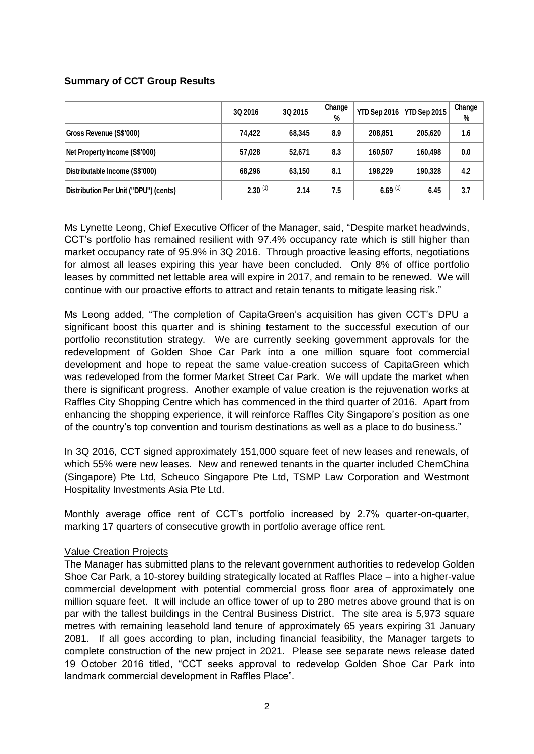**Summary of CCT Group Results**

| | 3Q 2016 | 3Q 2015 | Change % | YTD Sep 2016 | YTD Sep 2015 | Change % |
|---|---|---|---|---|---|---|
| Gross Revenue (S$'000) | 74,422 | 68,345 | 8.9 | 208,851 | 205,620 | 1.6 |
| Net Property Income (S$'000) | 57,028 | 52,671 | 8.3 | 160,507 | 160,498 | 0.0 |
| Distributable Income (S$'000) | 68,296 | 63,150 | 8.1 | 198,229 | 190,328 | 4.2 |
| Distribution Per Unit ("DPU") (cents) | 2.30 (1) | 2.14 | 7.5 | 6.69 (1) | 6.45 | 3.7 |

Ms Lynette Leong, Chief Executive Officer of the Manager, said, "Despite market headwinds, CCT's portfolio has remained resilient with 97.4% occupancy rate which is still higher than market occupancy rate of 95.9% in 3Q 2016. Through proactive leasing efforts, negotiations for almost all leases expiring this year have been concluded. Only 8% of office portfolio leases by committed net lettable area will expire in 2017, and remain to be renewed. We will continue with our proactive efforts to attract and retain tenants to mitigate leasing risk."

Ms Leong added, "The completion of CapitaGreen's acquisition has given CCT's DPU a significant boost this quarter and is shining testament to the successful execution of our portfolio reconstitution strategy. We are currently seeking government approvals for the redevelopment of Golden Shoe Car Park into a one million square foot commercial development and hope to repeat the same value-creation success of CapitaGreen which was redeveloped from the former Market Street Car Park. We will update the market when there is significant progress. Another example of value creation is the rejuvenation works at Raffles City Shopping Centre which has commenced in the third quarter of 2016. Apart from enhancing the shopping experience, it will reinforce Raffles City Singapore's position as one of the country's top convention and tourism destinations as well as a place to do business."

In 3Q 2016, CCT signed approximately 151,000 square feet of new leases and renewals, of which 55% were new leases. New and renewed tenants in the quarter included ChemChina (Singapore) Pte Ltd, Scheuco Singapore Pte Ltd, TSMP Law Corporation and Westmont Hospitality Investments Asia Pte Ltd.

Monthly average office rent of CCT's portfolio increased by 2.7% quarter-on-quarter, marking 17 quarters of consecutive growth in portfolio average office rent.

Value Creation Projects

The Manager has submitted plans to the relevant government authorities to redevelop Golden Shoe Car Park, a 10-storey building strategically located at Raffles Place – into a higher-value commercial development with potential commercial gross floor area of approximately one million square feet. It will include an office tower of up to 280 metres above ground that is on par with the tallest buildings in the Central Business District. The site area is 5,973 square metres with remaining leasehold land tenure of approximately 65 years expiring 31 January 2081. If all goes according to plan, including financial feasibility, the Manager targets to complete construction of the new project in 2021. Please see separate news release dated 19 October 2016 titled, "CCT seeks approval to redevelop Golden Shoe Car Park into landmark commercial development in Raffles Place".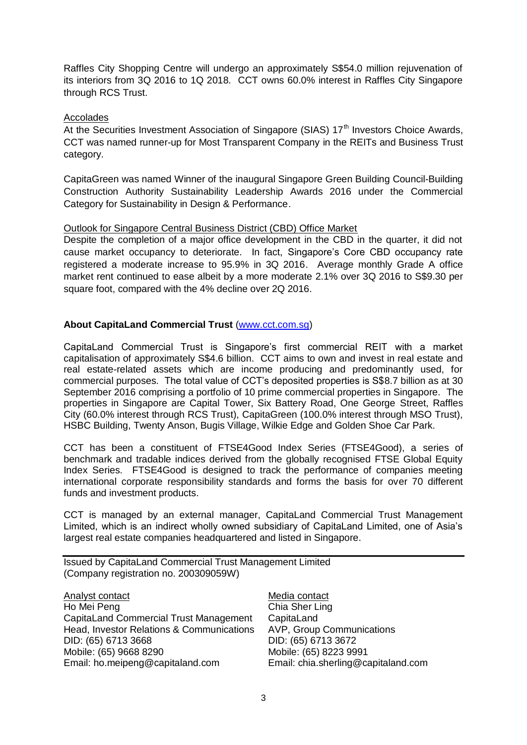Raffles City Shopping Centre will undergo an approximately S$54.0 million rejuvenation of its interiors from 3Q 2016 to 1Q 2018. CCT owns 60.0% interest in Raffles City Singapore through RCS Trust.

Accolades

At the Securities Investment Association of Singapore (SIAS) 17th Investors Choice Awards, CCT was named runner-up for Most Transparent Company in the REITs and Business Trust category.

CapitaGreen was named Winner of the inaugural Singapore Green Building Council-Building Construction Authority Sustainability Leadership Awards 2016 under the Commercial Category for Sustainability in Design & Performance.

Outlook for Singapore Central Business District (CBD) Office Market

Despite the completion of a major office development in the CBD in the quarter, it did not cause market occupancy to deteriorate. In fact, Singapore's Core CBD occupancy rate registered a moderate increase to 95.9% in 3Q 2016. Average monthly Grade A office market rent continued to ease albeit by a more moderate 2.1% over 3Q 2016 to S$9.30 per square foot, compared with the 4% decline over 2Q 2016.

**About CapitaLand Commercial Trust** (www.cct.com.sg)

CapitaLand Commercial Trust is Singapore's first commercial REIT with a market capitalisation of approximately S$4.6 billion. CCT aims to own and invest in real estate and real estate-related assets which are income producing and predominantly used, for commercial purposes. The total value of CCT's deposited properties is S$8.7 billion as at 30 September 2016 comprising a portfolio of 10 prime commercial properties in Singapore. The properties in Singapore are Capital Tower, Six Battery Road, One George Street, Raffles City (60.0% interest through RCS Trust), CapitaGreen (100.0% interest through MSO Trust), HSBC Building, Twenty Anson, Bugis Village, Wilkie Edge and Golden Shoe Car Park.

CCT has been a constituent of FTSE4Good Index Series (FTSE4Good), a series of benchmark and tradable indices derived from the globally recognised FTSE Global Equity Index Series. FTSE4Good is designed to track the performance of companies meeting international corporate responsibility standards and forms the basis for over 70 different funds and investment products.

CCT is managed by an external manager, CapitaLand Commercial Trust Management Limited, which is an indirect wholly owned subsidiary of CapitaLand Limited, one of Asia's largest real estate companies headquartered and listed in Singapore.

---

Issued by CapitaLand Commercial Trust Management Limited
(Company registration no. 200309059W)

Analyst contact
Ho Mei Peng
CapitaLand Commercial Trust Management
Head, Investor Relations & Communications
DID: (65) 6713 3668
Mobile: (65) 9668 8290
Email: ho.meipeng@capitaland.com

Media contact
Chia Sher Ling
CapitaLand
AVP, Group Communications
DID: (65) 6713 3672
Mobile: (65) 8223 9991
Email: chia.sherling@capitaland.com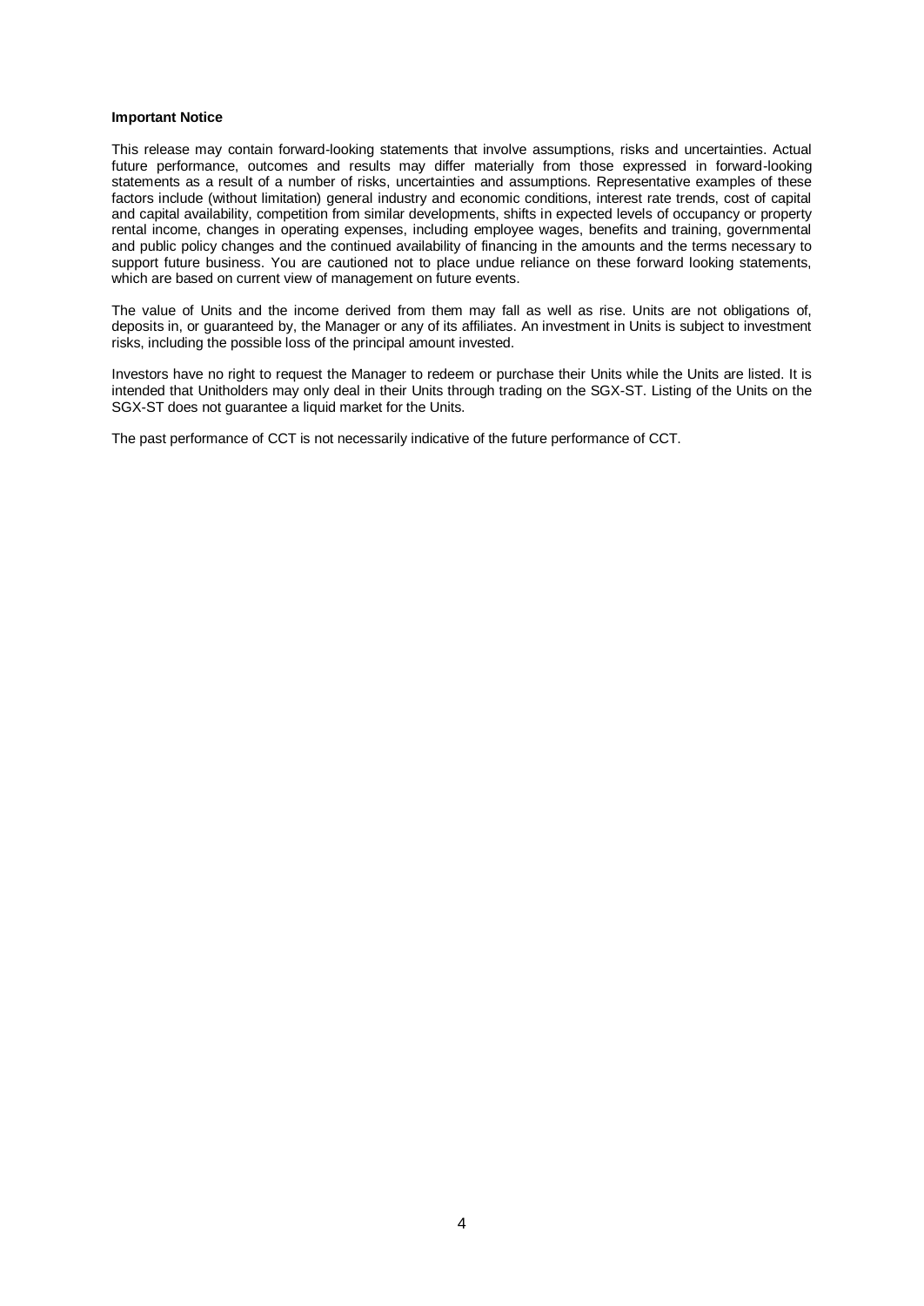**Important Notice**

This release may contain forward-looking statements that involve assumptions, risks and uncertainties. Actual future performance, outcomes and results may differ materially from those expressed in forward-looking statements as a result of a number of risks, uncertainties and assumptions. Representative examples of these factors include (without limitation) general industry and economic conditions, interest rate trends, cost of capital and capital availability, competition from similar developments, shifts in expected levels of occupancy or property rental income, changes in operating expenses, including employee wages, benefits and training, governmental and public policy changes and the continued availability of financing in the amounts and the terms necessary to support future business. You are cautioned not to place undue reliance on these forward looking statements, which are based on current view of management on future events.

The value of Units and the income derived from them may fall as well as rise. Units are not obligations of, deposits in, or guaranteed by, the Manager or any of its affiliates. An investment in Units is subject to investment risks, including the possible loss of the principal amount invested.

Investors have no right to request the Manager to redeem or purchase their Units while the Units are listed. It is intended that Unitholders may only deal in their Units through trading on the SGX-ST. Listing of the Units on the SGX-ST does not guarantee a liquid market for the Units.

The past performance of CCT is not necessarily indicative of the future performance of CCT.